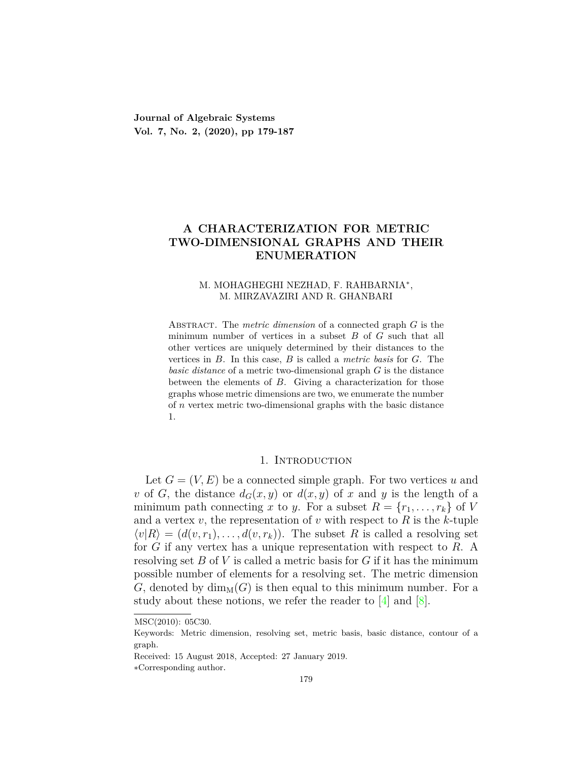**Journal of Algebraic Systems**
**Vol. 7, No. 2, (2020), pp 179-187**

# A CHARACTERIZATION FOR METRIC TWO-DIMENSIONAL GRAPHS AND THEIR ENUMERATION

M. MOHAGHEGHI NEZHAD, F. RAHBARNIA*, M. MIRZAVAZIRI AND R. GHANBARI

Abstract. The *metric dimension* of a connected graph $G$ is the minimum number of vertices in a subset $B$ of $G$ such that all other vertices are uniquely determined by their distances to the vertices in $B$. In this case, $B$ is called a *metric basis* for $G$. The *basic distance* of a metric two-dimensional graph $G$ is the distance between the elements of $B$. Giving a characterization for those graphs whose metric dimensions are two, we enumerate the number of $n$ vertex metric two-dimensional graphs with the basic distance 1.

## 1. Introduction

Let $G = (V, E)$ be a connected simple graph. For two vertices $u$ and $v$ of $G$, the distance $d_G(x, y)$ or $d(x, y)$ of $x$ and $y$ is the length of a minimum path connecting $x$ to $y$. For a subset $R = \{r_1, \ldots, r_k\}$ of $V$ and a vertex $v$, the representation of $v$ with respect to $R$ is the $k$-tuple $\langle v|R\rangle = (d(v, r_1), \ldots, d(v, r_k))$. The subset $R$ is called a resolving set for $G$ if any vertex has a unique representation with respect to $R$. A resolving set $B$ of $V$ is called a metric basis for $G$ if it has the minimum possible number of elements for a resolving set. The metric dimension $G$, denoted by $\dim_{\mathrm{M}}(G)$ is then equal to this minimum number. For a study about these notions, we refer the reader to [4] and [8].

MSC(2010): 05C30.

Keywords: Metric dimension, resolving set, metric basis, basic distance, contour of a graph.

Received: 15 August 2018, Accepted: 27 January 2019.

*Corresponding author.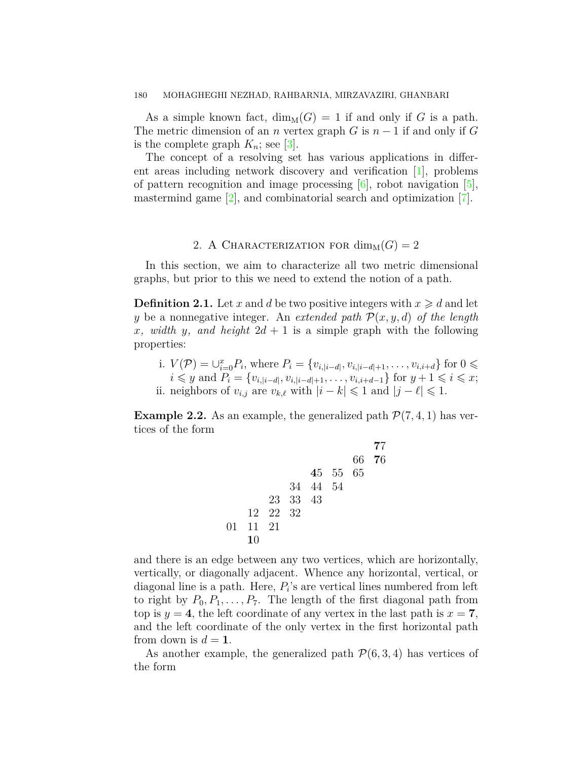As a simple known fact, $\dim_{\mathrm{M}}(G) = 1$ if and only if $G$ is a path. The metric dimension of an $n$ vertex graph $G$ is $n-1$ if and only if $G$ is the complete graph $K_n$; see [3].

The concept of a resolving set has various applications in different areas including network discovery and verification [1], problems of pattern recognition and image processing [6], robot navigation [5], mastermind game [2], and combinatorial search and optimization [7].

## 2. A Characterization for $\dim_{\mathrm{M}}(G) = 2$

In this section, we aim to characterize all two metric dimensional graphs, but prior to this we need to extend the notion of a path.

**Definition 2.1.** Let $x$ and $d$ be two positive integers with $x \geqslant d$ and let $y$ be a nonnegative integer. An *extended path* $\mathcal{P}(x, y, d)$ *of the length* $x$*, width* $y$*, and height* $2d+1$ is a simple graph with the following properties:

i. $V(\mathcal{P}) = \cup_{i=0}^{x} P_i$, where $P_i = \{v_{i,|i-d|}, v_{i,|i-d|+1}, \ldots, v_{i,i+d}\}$ for $0 \leqslant i \leqslant y$ and $P_i = \{v_{i,|i-d|}, v_{i,|i-d|+1}, \ldots, v_{i,i+d-1}\}$ for $y+1 \leqslant i \leqslant x$;

ii. neighbors of $v_{i,j}$ are $v_{k,\ell}$ with $|i-k| \leqslant 1$ and $|j-\ell| \leqslant 1$.

**Example 2.2.** As an example, the generalized path $\mathcal{P}(7, 4, 1)$ has vertices of the form

|  |  |  |  |  |  |  |  |
|---|---|---|---|---|---|---|---|
|  |  |  |  |  |  |  | **7**7 |
|  |  |  |  |  |  | 66 | **7**6 |
|  |  |  |  | **4**5 | 55 | 65 |  |
|  |  |  | 34 | 44 | 54 |  |  |
|  |  | 23 | 33 | 43 |  |  |  |
|  | 12 | 22 | 32 |  |  |  |  |
| 01 | 11 | 21 |  |  |  |  |  |
|  | **1**0 |  |  |  |  |  |  |

and there is an edge between any two vertices, which are horizontally, vertically, or diagonally adjacent. Whence any horizontal, vertical, or diagonal line is a path. Here, $P_i$'s are vertical lines numbered from left to right by $P_0, P_1, \ldots, P_7$. The length of the first diagonal path from top is $y = \mathbf{4}$, the left coordinate of any vertex in the last path is $x = \mathbf{7}$, and the left coordinate of the only vertex in the first horizontal path from down is $d = \mathbf{1}$.

As another example, the generalized path $\mathcal{P}(6, 3, 4)$ has vertices of the form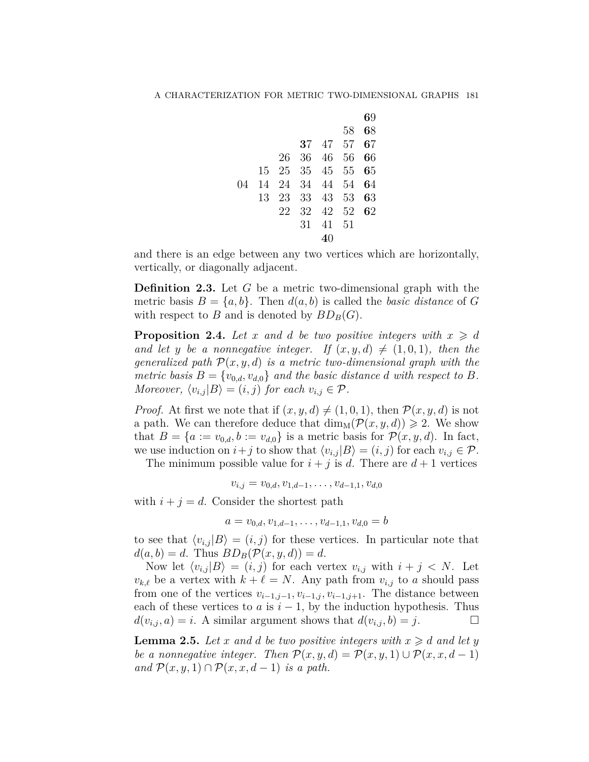| | | | | | | |
|---|---|---|---|---|---|---|
| | | | | | | **6**9 |
| | | | | | 58 | **6**8 |
| | | | **3**7 | 47 | 57 | **6**7 |
| | | 26 | 36 | 46 | 56 | **6**6 |
| | 15 | 25 | 35 | 45 | 55 | **6**5 |
| 04 | 14 | 24 | 34 | 44 | 54 | **6**4 |
| | 13 | 23 | 33 | 43 | 53 | **6**3 |
| | | 22 | 32 | 42 | 52 | **6**2 |
| | | | 31 | 41 | 51 | |
| | | | | **4**0 | | |

and there is an edge between any two vertices which are horizontally, vertically, or diagonally adjacent.

**Definition 2.3.** Let $G$ be a metric two-dimensional graph with the metric basis $B = \{a, b\}$. Then $d(a, b)$ is called the *basic distance* of $G$ with respect to $B$ and is denoted by $BD_B(G)$.

**Proposition 2.4.** *Let $x$ and $d$ be two positive integers with $x \geqslant d$ and let $y$ be a nonnegative integer. If $(x, y, d) \neq (1, 0, 1)$, then the generalized path $\mathcal{P}(x, y, d)$ is a metric two-dimensional graph with the metric basis $B = \{v_{0,d}, v_{d,0}\}$ and the basic distance $d$ with respect to $B$. Moreover, $\langle v_{i,j}|B\rangle = (i, j)$ for each $v_{i,j} \in \mathcal{P}$.*

*Proof.* At first we note that if $(x, y, d) \neq (1, 0, 1)$, then $\mathcal{P}(x, y, d)$ is not a path. We can therefore deduce that $\dim_{\mathrm{M}}(\mathcal{P}(x, y, d)) \geqslant 2$. We show that $B = \{a := v_{0,d}, b := v_{d,0}\}$ is a metric basis for $\mathcal{P}(x, y, d)$. In fact, we use induction on $i+j$ to show that $\langle v_{i,j}|B\rangle = (i, j)$ for each $v_{i,j} \in \mathcal{P}$.

The minimum possible value for $i + j$ is $d$. There are $d + 1$ vertices

$$v_{i,j} = v_{0,d}, v_{1,d-1}, \ldots, v_{d-1,1}, v_{d,0}$$

with $i + j = d$. Consider the shortest path

$$a = v_{0,d}, v_{1,d-1}, \ldots, v_{d-1,1}, v_{d,0} = b$$

to see that $\langle v_{i,j}|B\rangle = (i, j)$ for these vertices. In particular note that $d(a, b) = d$. Thus $BD_B(\mathcal{P}(x, y, d)) = d$.

Now let $\langle v_{i,j}|B\rangle = (i, j)$ for each vertex $v_{i,j}$ with $i + j < N$. Let $v_{k,\ell}$ be a vertex with $k + \ell = N$. Any path from $v_{i,j}$ to $a$ should pass from one of the vertices $v_{i-1,j-1}, v_{i-1,j}, v_{i-1,j+1}$. The distance between each of these vertices to $a$ is $i - 1$, by the induction hypothesis. Thus $d(v_{i,j}, a) = i$. A similar argument shows that $d(v_{i,j}, b) = j$. $\square$

**Lemma 2.5.** *Let $x$ and $d$ be two positive integers with $x \geqslant d$ and let $y$ be a nonnegative integer. Then $\mathcal{P}(x, y, d) = \mathcal{P}(x, y, 1) \cup \mathcal{P}(x, x, d-1)$ and $\mathcal{P}(x, y, 1) \cap \mathcal{P}(x, x, d-1)$ is a path.*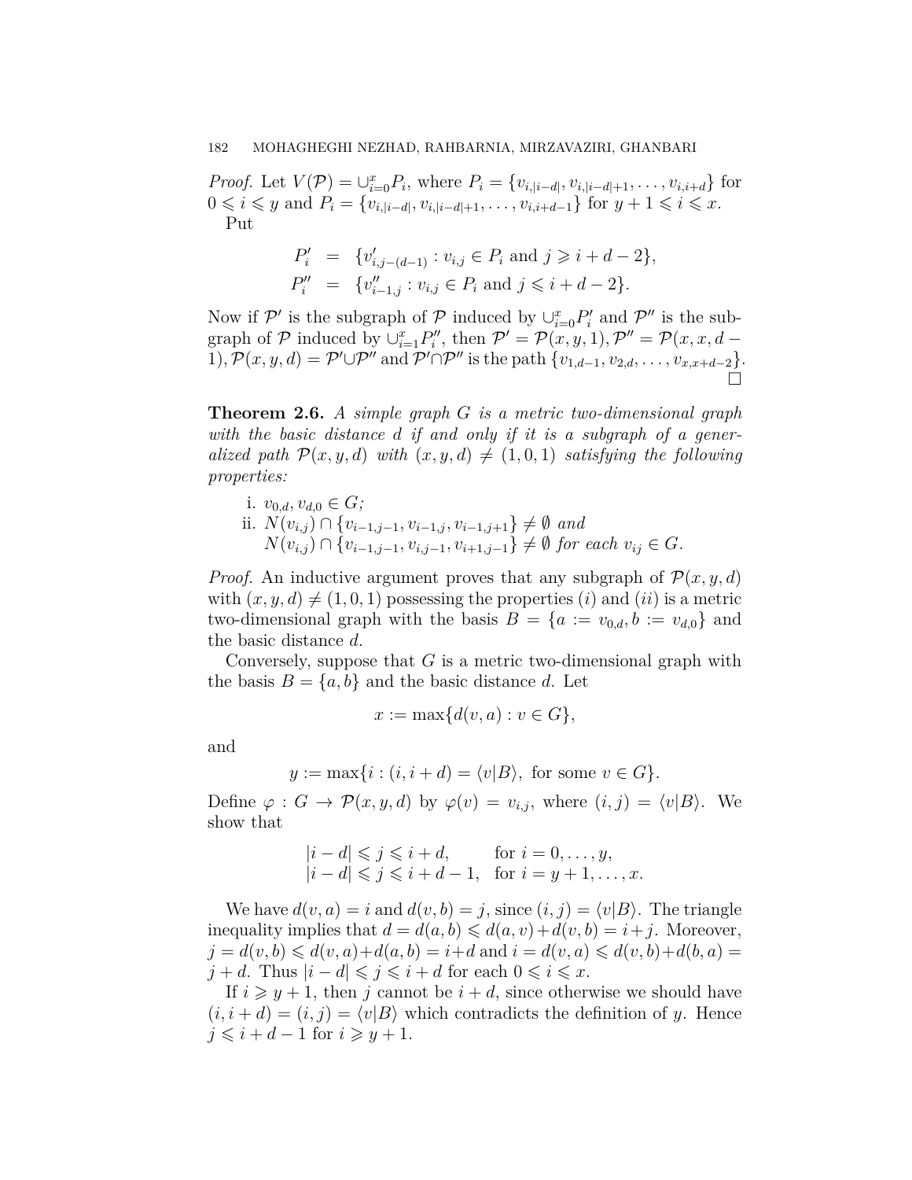*Proof.* Let $V(\mathcal{P}) = \cup_{i=0}^{x} P_i$, where $P_i = \{v_{i,|i-d|}, v_{i,|i-d|+1}, \ldots, v_{i,i+d}\}$ for $0 \leqslant i \leqslant y$ and $P_i = \{v_{i,|i-d|}, v_{i,|i-d|+1}, \ldots, v_{i,i+d-1}\}$ for $y+1 \leqslant i \leqslant x$.

Put

$$
\begin{aligned}
P_i' &= \{v'_{i,j-(d-1)} : v_{i,j} \in P_i \text{ and } j \geqslant i+d-2\}, \\
P_i'' &= \{v''_{i-1,j} : v_{i,j} \in P_i \text{ and } j \leqslant i+d-2\}.
\end{aligned}
$$

Now if $\mathcal{P}'$ is the subgraph of $\mathcal{P}$ induced by $\cup_{i=0}^{x} P_i'$ and $\mathcal{P}''$ is the subgraph of $\mathcal{P}$ induced by $\cup_{i=1}^{x} P_i''$, then $\mathcal{P}' = \mathcal{P}(x, y, 1)$, $\mathcal{P}'' = \mathcal{P}(x, x, d-1)$, $\mathcal{P}(x, y, d) = \mathcal{P}' \cup \mathcal{P}''$ and $\mathcal{P}' \cap \mathcal{P}''$ is the path $\{v_{1,d-1}, v_{2,d}, \ldots, v_{x,x+d-2}\}$. $\square$

**Theorem 2.6.** *A simple graph $G$ is a metric two-dimensional graph with the basic distance $d$ if and only if it is a subgraph of a generalized path $\mathcal{P}(x, y, d)$ with $(x, y, d) \neq (1, 0, 1)$ satisfying the following properties:*

i. $v_{0,d}, v_{d,0} \in G$;
ii. $N(v_{i,j}) \cap \{v_{i-1,j-1}, v_{i-1,j}, v_{i-1,j+1}\} \neq \emptyset$ *and* $N(v_{i,j}) \cap \{v_{i-1,j-1}, v_{i,j-1}, v_{i+1,j-1}\} \neq \emptyset$ *for each* $v_{ij} \in G$.

*Proof.* An inductive argument proves that any subgraph of $\mathcal{P}(x, y, d)$ with $(x, y, d) \neq (1, 0, 1)$ possessing the properties $(i)$ and $(ii)$ is a metric two-dimensional graph with the basis $B = \{a := v_{0,d}, b := v_{d,0}\}$ and the basic distance $d$.

Conversely, suppose that $G$ is a metric two-dimensional graph with the basis $B = \{a, b\}$ and the basic distance $d$. Let

$$x := \max\{d(v, a) : v \in G\},$$

and

$$y := \max\{i : (i, i+d) = \langle v|B\rangle, \text{ for some } v \in G\}.$$

Define $\varphi : G \to \mathcal{P}(x, y, d)$ by $\varphi(v) = v_{i,j}$, where $(i, j) = \langle v|B\rangle$. We show that

$$
\begin{aligned}
|i-d| \leqslant j \leqslant i+d, &\quad \text{for } i = 0, \ldots, y, \\
|i-d| \leqslant j \leqslant i+d-1, &\quad \text{for } i = y+1, \ldots, x.
\end{aligned}
$$

We have $d(v, a) = i$ and $d(v, b) = j$, since $(i, j) = \langle v|B\rangle$. The triangle inequality implies that $d = d(a, b) \leqslant d(a, v) + d(v, b) = i + j$. Moreover, $j = d(v, b) \leqslant d(v, a) + d(a, b) = i + d$ and $i = d(v, a) \leqslant d(v, b) + d(b, a) = j + d$. Thus $|i - d| \leqslant j \leqslant i + d$ for each $0 \leqslant i \leqslant x$.

If $i \geqslant y+1$, then $j$ cannot be $i + d$, since otherwise we should have $(i, i+d) = (i, j) = \langle v|B\rangle$ which contradicts the definition of $y$. Hence $j \leqslant i + d - 1$ for $i \geqslant y + 1$.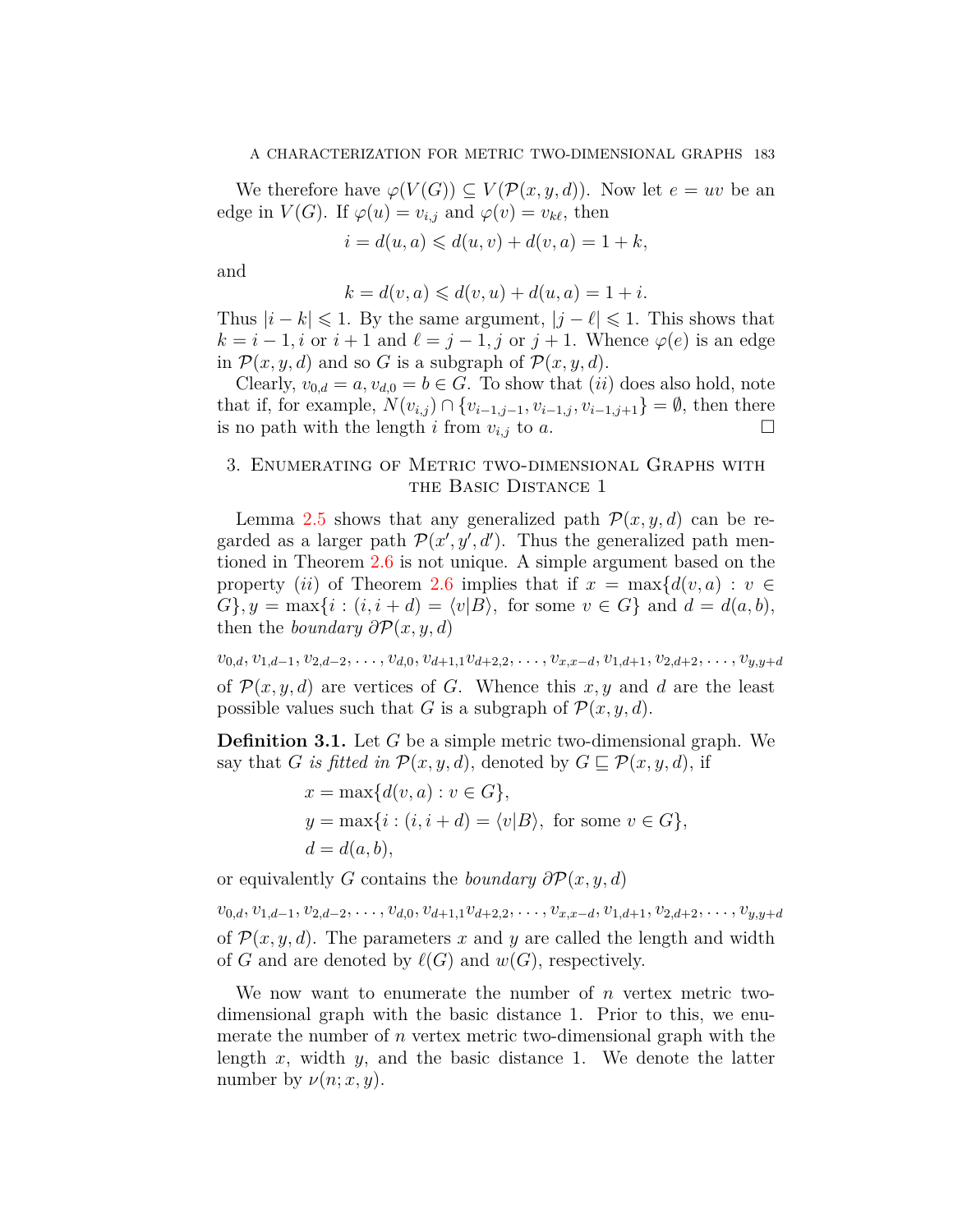We therefore have $\varphi(V(G)) \subseteq V(\mathcal{P}(x, y, d))$. Now let $e = uv$ be an edge in $V(G)$. If $\varphi(u) = v_{i,j}$ and $\varphi(v) = v_{k\ell}$, then

$$i = d(u, a) \leqslant d(u, v) + d(v, a) = 1 + k,$$

and

$$k = d(v, a) \leqslant d(v, u) + d(u, a) = 1 + i.$$

Thus $|i - k| \leqslant 1$. By the same argument, $|j - \ell| \leqslant 1$. This shows that $k = i - 1, i$ or $i + 1$ and $\ell = j - 1, j$ or $j + 1$. Whence $\varphi(e)$ is an edge in $\mathcal{P}(x, y, d)$ and so $G$ is a subgraph of $\mathcal{P}(x, y, d)$.

Clearly, $v_{0,d} = a, v_{d,0} = b \in G$. To show that $(ii)$ does also hold, note that if, for example, $N(v_{i,j}) \cap \{v_{i-1,j-1}, v_{i-1,j}, v_{i-1,j+1}\} = \emptyset$, then there is no path with the length $i$ from $v_{i,j}$ to $a$. $\square$

## 3. Enumerating of Metric two-dimensional Graphs with the Basic Distance 1

Lemma 2.5 shows that any generalized path $\mathcal{P}(x, y, d)$ can be regarded as a larger path $\mathcal{P}(x', y', d')$. Thus the generalized path mentioned in Theorem 2.6 is not unique. A simple argument based on the property $(ii)$ of Theorem 2.6 implies that if $x = \max\{d(v, a) : v \in G\}, y = \max\{i : (i, i + d) = \langle v|B \rangle, \text{ for some } v \in G\}$ and $d = d(a, b)$, then the *boundary* $\partial\mathcal{P}(x, y, d)$

$$v_{0,d}, v_{1,d-1}, v_{2,d-2}, \ldots, v_{d,0}, v_{d+1,1}v_{d+2,2}, \ldots, v_{x,x-d}, v_{1,d+1}, v_{2,d+2}, \ldots, v_{y,y+d}$$

of $\mathcal{P}(x, y, d)$ are vertices of $G$. Whence this $x, y$ and $d$ are the least possible values such that $G$ is a subgraph of $\mathcal{P}(x, y, d)$.

**Definition 3.1.** Let $G$ be a simple metric two-dimensional graph. We say that $G$ *is fitted in* $\mathcal{P}(x, y, d)$, denoted by $G \sqsubseteq \mathcal{P}(x, y, d)$, if

$$x = \max\{d(v, a) : v \in G\},$$
$$y = \max\{i : (i, i + d) = \langle v|B \rangle, \text{ for some } v \in G\},$$
$$d = d(a, b),$$

or equivalently $G$ contains the *boundary* $\partial\mathcal{P}(x, y, d)$

$$v_{0,d}, v_{1,d-1}, v_{2,d-2}, \ldots, v_{d,0}, v_{d+1,1}v_{d+2,2}, \ldots, v_{x,x-d}, v_{1,d+1}, v_{2,d+2}, \ldots, v_{y,y+d}$$

of $\mathcal{P}(x, y, d)$. The parameters $x$ and $y$ are called the length and width of $G$ and are denoted by $\ell(G)$ and $w(G)$, respectively.

We now want to enumerate the number of $n$ vertex metric two-dimensional graph with the basic distance 1. Prior to this, we enumerate the number of $n$ vertex metric two-dimensional graph with the length $x$, width $y$, and the basic distance 1. We denote the latter number by $\nu(n; x, y)$.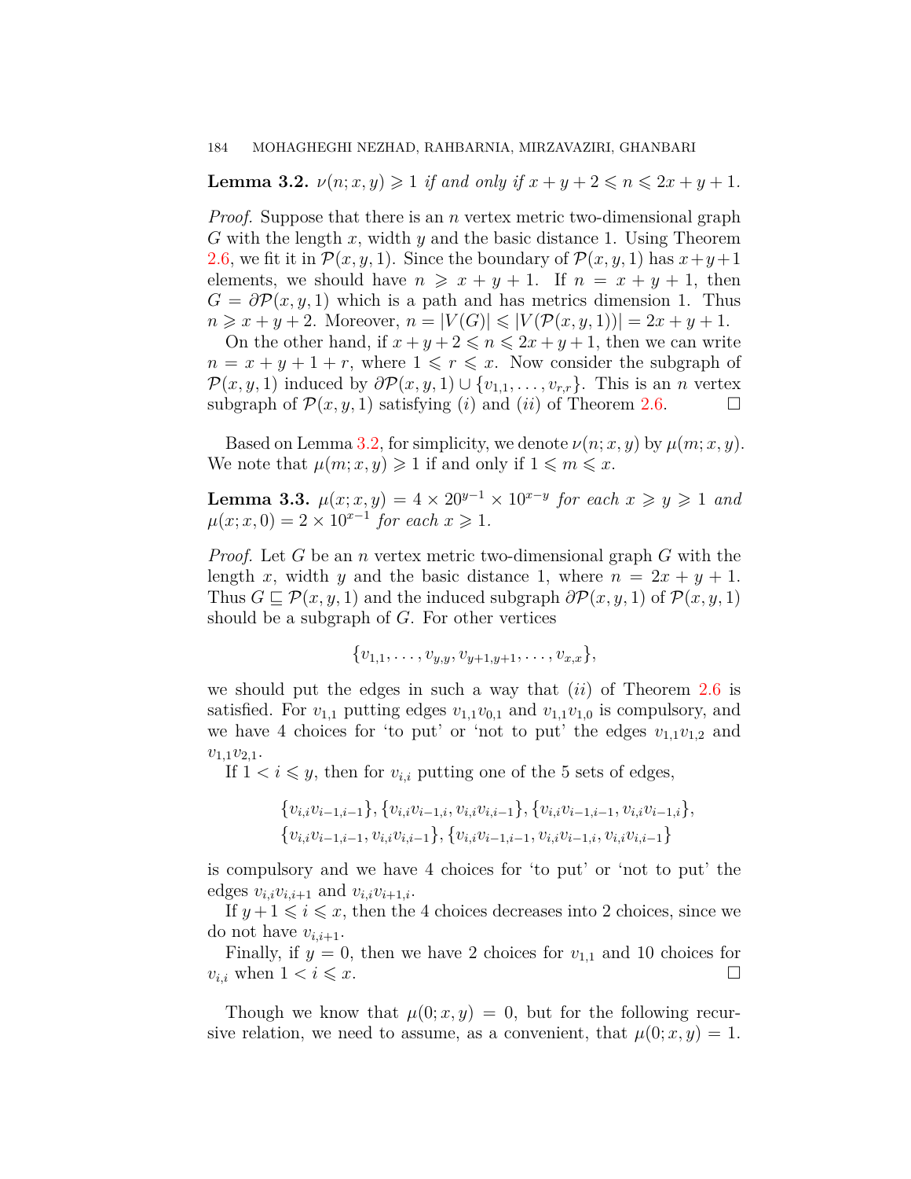**Lemma 3.2.** *$\nu(n; x, y) \geqslant 1$ if and only if $x + y + 2 \leqslant n \leqslant 2x + y + 1$.*

*Proof.* Suppose that there is an $n$ vertex metric two-dimensional graph $G$ with the length $x$, width $y$ and the basic distance 1. Using Theorem 2.6, we fit it in $\mathcal{P}(x, y, 1)$. Since the boundary of $\mathcal{P}(x, y, 1)$ has $x+y+1$ elements, we should have $n \geqslant x + y + 1$. If $n = x + y + 1$, then $G = \partial\mathcal{P}(x, y, 1)$ which is a path and has metrics dimension 1. Thus $n \geqslant x + y + 2$. Moreover, $n = |V(G)| \leqslant |V(\mathcal{P}(x, y, 1))| = 2x + y + 1$.

On the other hand, if $x + y + 2 \leqslant n \leqslant 2x + y + 1$, then we can write $n = x + y + 1 + r$, where $1 \leqslant r \leqslant x$. Now consider the subgraph of $\mathcal{P}(x, y, 1)$ induced by $\partial\mathcal{P}(x, y, 1) \cup \{v_{1,1}, \ldots, v_{r,r}\}$. This is an $n$ vertex subgraph of $\mathcal{P}(x, y, 1)$ satisfying $(i)$ and $(ii)$ of Theorem 2.6. □

Based on Lemma 3.2, for simplicity, we denote $\nu(n; x, y)$ by $\mu(m; x, y)$. We note that $\mu(m; x, y) \geqslant 1$ if and only if $1 \leqslant m \leqslant x$.

**Lemma 3.3.** *$\mu(x; x, y) = 4 \times 20^{y-1} \times 10^{x-y}$ for each $x \geqslant y \geqslant 1$ and $\mu(x; x, 0) = 2 \times 10^{x-1}$ for each $x \geqslant 1$.*

*Proof.* Let $G$ be an $n$ vertex metric two-dimensional graph $G$ with the length $x$, width $y$ and the basic distance 1, where $n = 2x + y + 1$. Thus $G \sqsubseteq \mathcal{P}(x, y, 1)$ and the induced subgraph $\partial\mathcal{P}(x, y, 1)$ of $\mathcal{P}(x, y, 1)$ should be a subgraph of $G$. For other vertices

$$\{v_{1,1}, \ldots, v_{y,y}, v_{y+1,y+1}, \ldots, v_{x,x}\},$$

we should put the edges in such a way that $(ii)$ of Theorem 2.6 is satisfied. For $v_{1,1}$ putting edges $v_{1,1}v_{0,1}$ and $v_{1,1}v_{1,0}$ is compulsory, and we have 4 choices for 'to put' or 'not to put' the edges $v_{1,1}v_{1,2}$ and $v_{1,1}v_{2,1}$.

If $1 < i \leqslant y$, then for $v_{i,i}$ putting one of the 5 sets of edges,

$$\{v_{i,i}v_{i-1,i-1}\}, \{v_{i,i}v_{i-1,i}, v_{i,i}v_{i,i-1}\}, \{v_{i,i}v_{i-1,i-1}, v_{i,i}v_{i-1,i}\},$$
$$\{v_{i,i}v_{i-1,i-1}, v_{i,i}v_{i,i-1}\}, \{v_{i,i}v_{i-1,i-1}, v_{i,i}v_{i-1,i}, v_{i,i}v_{i,i-1}\}$$

is compulsory and we have 4 choices for 'to put' or 'not to put' the edges $v_{i,i}v_{i,i+1}$ and $v_{i,i}v_{i+1,i}$.

If $y + 1 \leqslant i \leqslant x$, then the 4 choices decreases into 2 choices, since we do not have $v_{i,i+1}$.

Finally, if $y = 0$, then we have 2 choices for $v_{1,1}$ and 10 choices for $v_{i,i}$ when $1 < i \leqslant x$. □

Though we know that $\mu(0; x, y) = 0$, but for the following recursive relation, we need to assume, as a convenient, that $\mu(0; x, y) = 1$.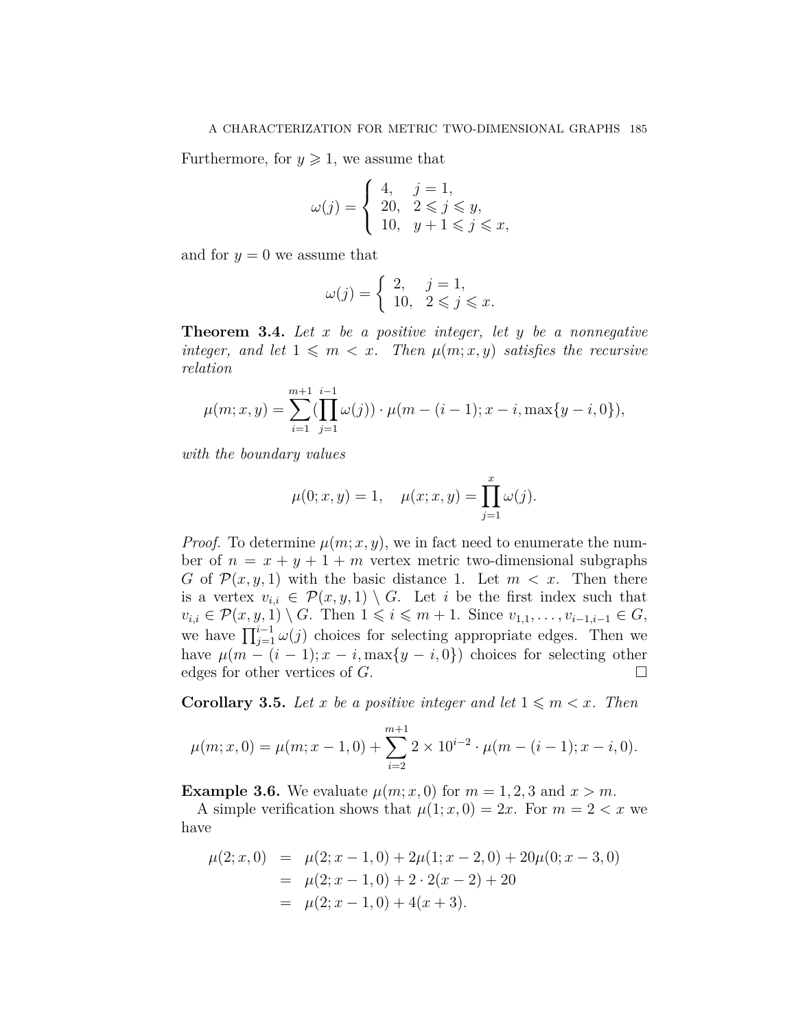Furthermore, for $y \geqslant 1$, we assume that

$$\omega(j) = \begin{cases} 4, & j = 1, \\ 20, & 2 \leqslant j \leqslant y, \\ 10, & y+1 \leqslant j \leqslant x, \end{cases}$$

and for $y = 0$ we assume that

$$\omega(j) = \begin{cases} 2, & j = 1, \\ 10, & 2 \leqslant j \leqslant x. \end{cases}$$

**Theorem 3.4.** *Let $x$ be a positive integer, let $y$ be a nonnegative integer, and let $1 \leqslant m < x$. Then $\mu(m; x, y)$ satisfies the recursive relation*

$$\mu(m; x, y) = \sum_{i=1}^{m+1} (\prod_{j=1}^{i-1} \omega(j)) \cdot \mu(m-(i-1); x-i, \max\{y-i, 0\}),$$

*with the boundary values*

$$\mu(0; x, y) = 1, \quad \mu(x; x, y) = \prod_{j=1}^{x} \omega(j).$$

*Proof.* To determine $\mu(m; x, y)$, we in fact need to enumerate the number of $n = x + y + 1 + m$ vertex metric two-dimensional subgraphs $G$ of $\mathcal{P}(x, y, 1)$ with the basic distance 1. Let $m < x$. Then there is a vertex $v_{i,i} \in \mathcal{P}(x, y, 1) \setminus G$. Let $i$ be the first index such that $v_{i,i} \in \mathcal{P}(x, y, 1) \setminus G$. Then $1 \leqslant i \leqslant m+1$. Since $v_{1,1}, \ldots, v_{i-1,i-1} \in G$, we have $\prod_{j=1}^{i-1} \omega(j)$ choices for selecting appropriate edges. Then we have $\mu(m-(i-1); x-i, \max\{y-i, 0\})$ choices for selecting other edges for other vertices of $G$. $\square$

**Corollary 3.5.** *Let $x$ be a positive integer and let $1 \leqslant m < x$. Then*

$$\mu(m; x, 0) = \mu(m; x-1, 0) + \sum_{i=2}^{m+1} 2 \times 10^{i-2} \cdot \mu(m-(i-1); x-i, 0).$$

**Example 3.6.** We evaluate $\mu(m; x, 0)$ for $m = 1, 2, 3$ and $x > m$.

A simple verification shows that $\mu(1; x, 0) = 2x$. For $m = 2 < x$ we have

$$\begin{aligned} \mu(2; x, 0) &= \mu(2; x-1, 0) + 2\mu(1; x-2, 0) + 20\mu(0; x-3, 0) \\ &= \mu(2; x-1, 0) + 2 \cdot 2(x-2) + 20 \\ &= \mu(2; x-1, 0) + 4(x+3). \end{aligned}$$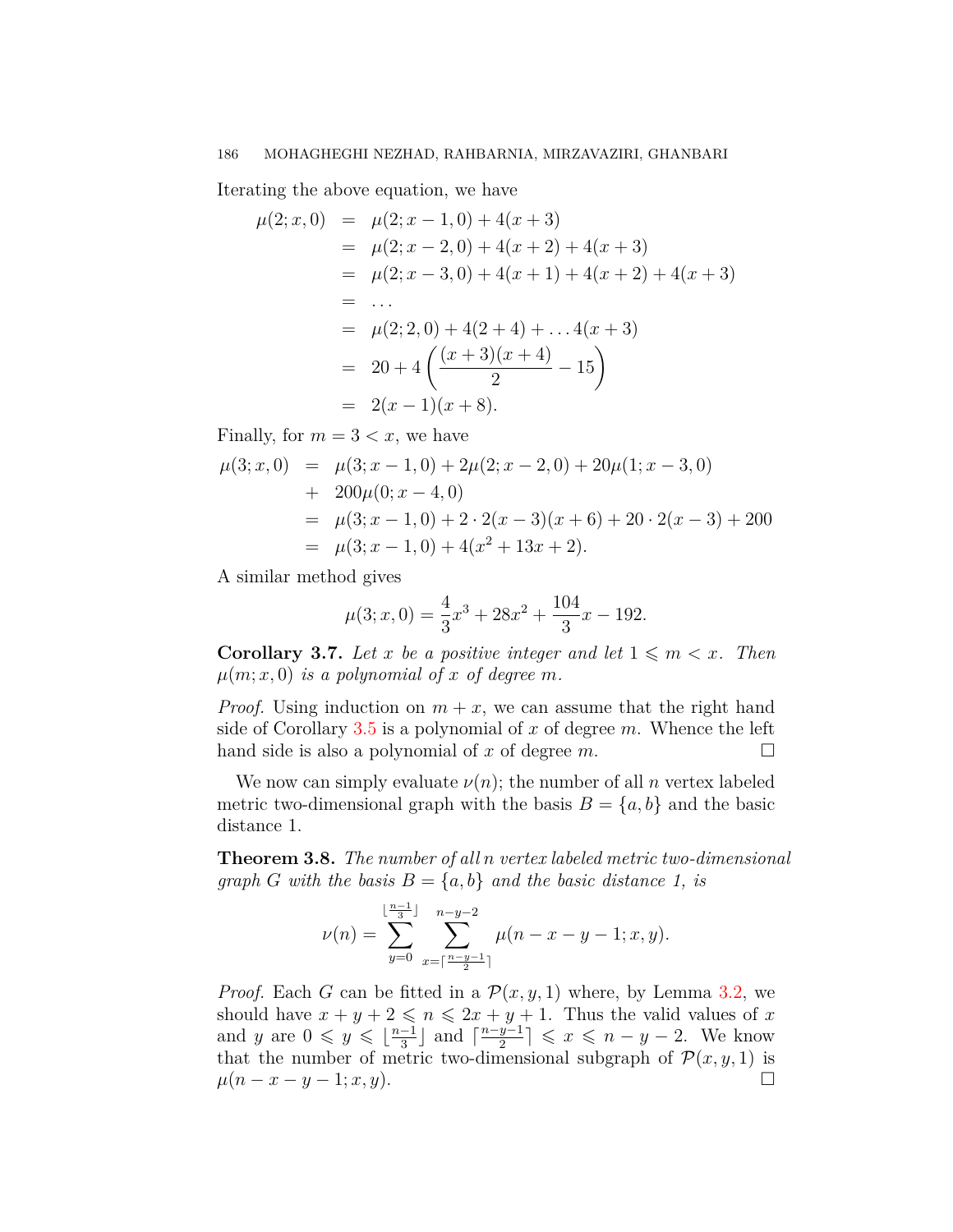Iterating the above equation, we have

$$
\begin{aligned}
\mu(2;x,0) &= \mu(2;x-1,0)+4(x+3)\\
&= \mu(2;x-2,0)+4(x+2)+4(x+3)\\
&= \mu(2;x-3,0)+4(x+1)+4(x+2)+4(x+3)\\
&= \dots\\
&= \mu(2;2,0)+4(2+4)+\dots 4(x+3)\\
&= 20+4\left(\frac{(x+3)(x+4)}{2}-15\right)\\
&= 2(x-1)(x+8).
\end{aligned}
$$

Finally, for $m=3<x$, we have

$$
\begin{aligned}
\mu(3;x,0) &= \mu(3;x-1,0)+2\mu(2;x-2,0)+20\mu(1;x-3,0)\\
&+ 200\mu(0;x-4,0)\\
&= \mu(3;x-1,0)+2\cdot 2(x-3)(x+6)+20\cdot 2(x-3)+200\\
&= \mu(3;x-1,0)+4(x^2+13x+2).
\end{aligned}
$$

A similar method gives

$$\mu(3;x,0)=\frac{4}{3}x^3+28x^2+\frac{104}{3}x-192.$$

**Corollary 3.7.** *Let $x$ be a positive integer and let $1\leqslant m<x$. Then $\mu(m;x,0)$ is a polynomial of $x$ of degree $m$.*

*Proof.* Using induction on $m+x$, we can assume that the right hand side of Corollary 3.5 is a polynomial of $x$ of degree $m$. Whence the left hand side is also a polynomial of $x$ of degree $m$. □

We now can simply evaluate $\nu(n)$; the number of all $n$ vertex labeled metric two-dimensional graph with the basis $B=\{a,b\}$ and the basic distance 1.

**Theorem 3.8.** *The number of all $n$ vertex labeled metric two-dimensional graph $G$ with the basis $B=\{a,b\}$ and the basic distance 1, is*

$$\nu(n)=\sum_{y=0}^{\lfloor\frac{n-1}{3}\rfloor}\ \sum_{x=\lceil\frac{n-y-1}{2}\rceil}^{n-y-2}\mu(n-x-y-1;x,y).$$

*Proof.* Each $G$ can be fitted in a $\mathcal{P}(x,y,1)$ where, by Lemma 3.2, we should have $x+y+2\leqslant n\leqslant 2x+y+1$. Thus the valid values of $x$ and $y$ are $0\leqslant y\leqslant\lfloor\frac{n-1}{3}\rfloor$ and $\lceil\frac{n-y-1}{2}\rceil\leqslant x\leqslant n-y-2$. We know that the number of metric two-dimensional subgraph of $\mathcal{P}(x,y,1)$ is $\mu(n-x-y-1;x,y)$. □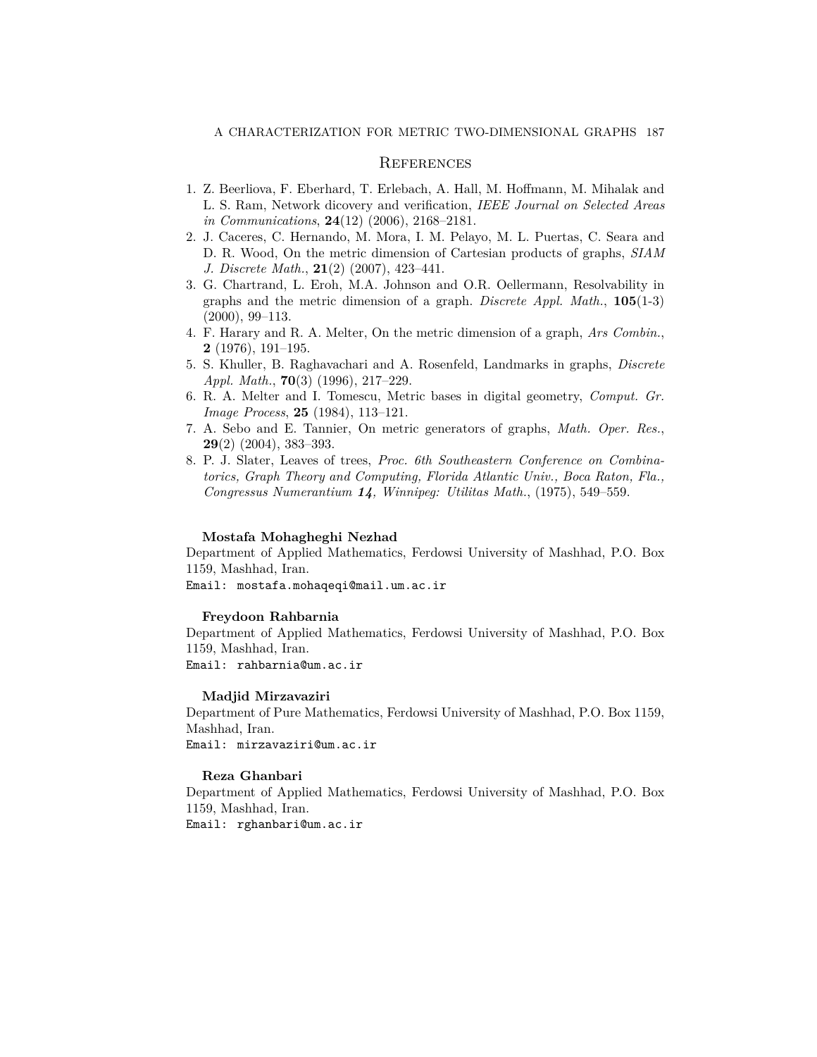## References

1. Z. Beerliova, F. Eberhard, T. Erlebach, A. Hall, M. Hoffmann, M. Mihalak and L. S. Ram, Network dicovery and verification, *IEEE Journal on Selected Areas in Communications*, **24**(12) (2006), 2168–2181.
2. J. Caceres, C. Hernando, M. Mora, I. M. Pelayo, M. L. Puertas, C. Seara and D. R. Wood, On the metric dimension of Cartesian products of graphs, *SIAM J. Discrete Math.*, **21**(2) (2007), 423–441.
3. G. Chartrand, L. Eroh, M.A. Johnson and O.R. Oellermann, Resolvability in graphs and the metric dimension of a graph. *Discrete Appl. Math.*, **105**(1-3) (2000), 99–113.
4. F. Harary and R. A. Melter, On the metric dimension of a graph, *Ars Combin.*, **2** (1976), 191–195.
5. S. Khuller, B. Raghavachari and A. Rosenfeld, Landmarks in graphs, *Discrete Appl. Math.*, **70**(3) (1996), 217–229.
6. R. A. Melter and I. Tomescu, Metric bases in digital geometry, *Comput. Gr. Image Process*, **25** (1984), 113–121.
7. A. Sebo and E. Tannier, On metric generators of graphs, *Math. Oper. Res.*, **29**(2) (2004), 383–393.
8. P. J. Slater, Leaves of trees, *Proc. 6th Southeastern Conference on Combinatorics, Graph Theory and Computing, Florida Atlantic Univ., Boca Raton, Fla., Congressus Numerantium **14**, Winnipeg: Utilitas Math.*, (1975), 549–559.

**Mostafa Mohagheghi Nezhad**

Department of Applied Mathematics, Ferdowsi University of Mashhad, P.O. Box 1159, Mashhad, Iran.

Email: mostafa.mohaqeqi@mail.um.ac.ir

**Freydoon Rahbarnia**

Department of Applied Mathematics, Ferdowsi University of Mashhad, P.O. Box 1159, Mashhad, Iran.

Email: rahbarnia@um.ac.ir

**Madjid Mirzavaziri**

Department of Pure Mathematics, Ferdowsi University of Mashhad, P.O. Box 1159, Mashhad, Iran.

Email: mirzavaziri@um.ac.ir

**Reza Ghanbari**

Department of Applied Mathematics, Ferdowsi University of Mashhad, P.O. Box 1159, Mashhad, Iran.

Email: rghanbari@um.ac.ir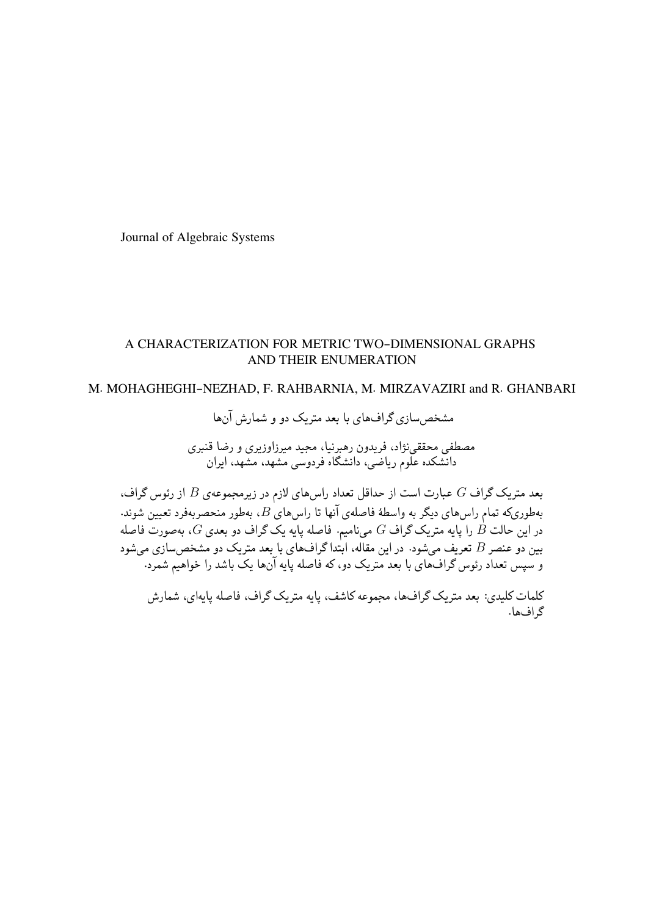Journal of Algebraic Systems

## A CHARACTERIZATION FOR METRIC TWO-DIMENSIONAL GRAPHS AND THEIR ENUMERATION

M. MOHAGHEGHI-NEZHAD, F. RAHBARNIA, M. MIRZAVAZIRI and R. GHANBARI

### مشخص‌سازی گراف‌های با بعد متریک دو و شمارش آن‌ها

مصطفی محققی‌نژاد، فریدون رهبرنیا، مجید میرزاوزیری و رضا قنبری
دانشکده علوم ریاضی، دانشگاه فردوسی مشهد، مشهد، ایران

بعد متریک گراف $G$ عبارت است از حداقل تعداد راس‌های لازم در زیرمجموعه‌ی $B$ از رئوس گراف، به‌طوری‌که تمام راس‌های دیگر به واسطهٔ فاصله‌ی آنها تا راس‌های $B$، به‌طور منحصربه‌فرد تعیین شوند. در این حالت $B$ را پایه متریک گراف $G$ می‌نامیم. فاصله پایه یک گراف دو بعدی $G$، به‌صورت فاصله بین دو عنصر $B$ تعریف می‌شود. در این مقاله، ابتدا گراف‌های با بعد متریک دو مشخص‌سازی می‌شود و سپس تعداد رئوس گراف‌های با بعد متریک دو، که فاصله پایه آن‌ها یک باشد را خواهیم شمرد.

کلمات کلیدی: بعد متریک گراف‌ها، مجموعه کاشف، پایه متریک گراف، فاصله پایه‌ای، شمارش گراف‌ها.